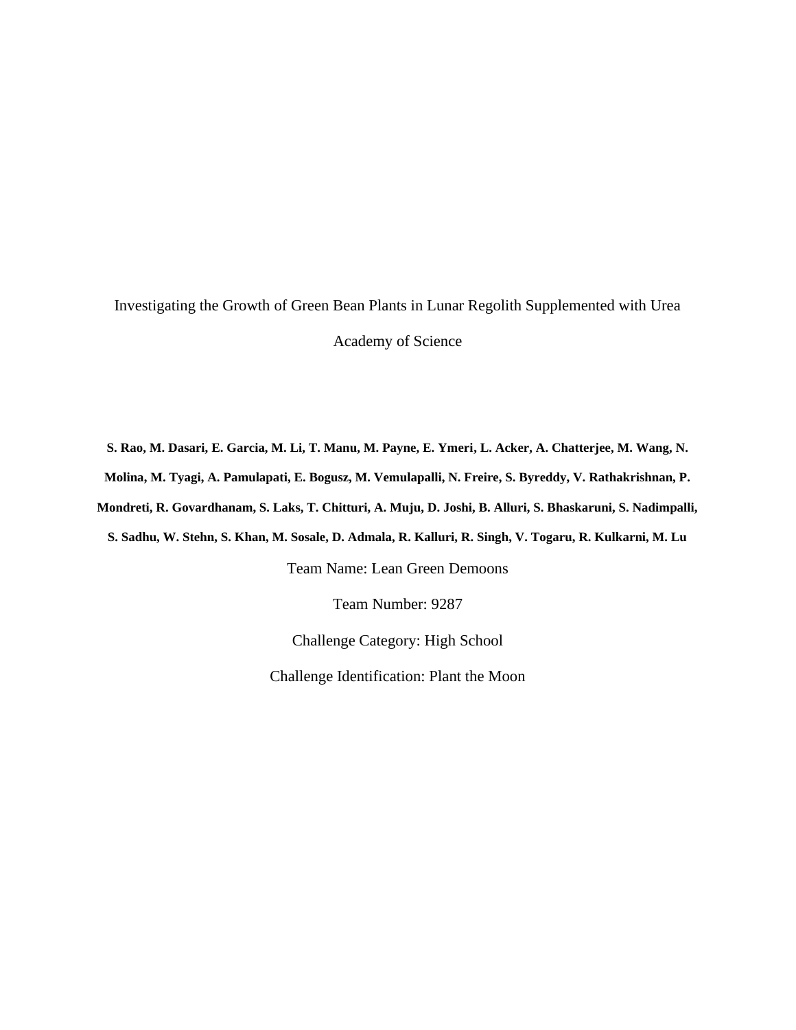# Investigating the Growth of Green Bean Plants in Lunar Regolith Supplemented with Urea

Academy of Science

**S. Rao, M. Dasari, E. Garcia, M. Li, T. Manu, M. Payne, E. Ymeri, L. Acker, A. Chatterjee, M. Wang, N. Molina, M. Tyagi, A. Pamulapati, E. Bogusz, M. Vemulapalli, N. Freire, S. Byreddy, V. Rathakrishnan, P. Mondreti, R. Govardhanam, S. Laks, T. Chitturi, A. Muju, D. Joshi, B. Alluri, S. Bhaskaruni, S. Nadimpalli, S. Sadhu, W. Stehn, S. Khan, M. Sosale, D. Admala, R. Kalluri, R. Singh, V. Togaru, R. Kulkarni, M. Lu**

Team Name: Lean Green Demoons

Team Number: 9287

Challenge Category: High School

Challenge Identification: Plant the Moon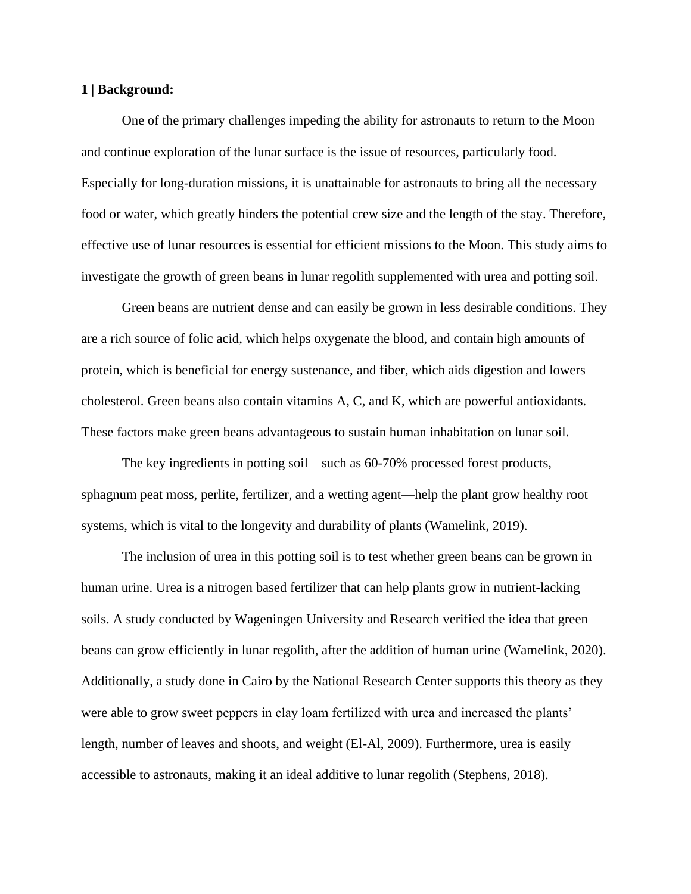**1 | Background:**

One of the primary challenges impeding the ability for astronauts to return to the Moon and continue exploration of the lunar surface is the issue of resources, particularly food. Especially for long-duration missions, it is unattainable for astronauts to bring all the necessary food or water, which greatly hinders the potential crew size and the length of the stay. Therefore, effective use of lunar resources is essential for efficient missions to the Moon. This study aims to investigate the growth of green beans in lunar regolith supplemented with urea and potting soil.

Green beans are nutrient dense and can easily be grown in less desirable conditions. They are a rich source of folic acid, which helps oxygenate the blood, and contain high amounts of protein, which is beneficial for energy sustenance, and fiber, which aids digestion and lowers cholesterol. Green beans also contain vitamins A, C, and K, which are powerful antioxidants. These factors make green beans advantageous to sustain human inhabitation on lunar soil.

The key ingredients in potting soil—such as 60-70% processed forest products, sphagnum peat moss, perlite, fertilizer, and a wetting agent—help the plant grow healthy root systems, which is vital to the longevity and durability of plants (Wamelink, 2019).

The inclusion of urea in this potting soil is to test whether green beans can be grown in human urine. Urea is a nitrogen based fertilizer that can help plants grow in nutrient-lacking soils. A study conducted by Wageningen University and Research verified the idea that green beans can grow efficiently in lunar regolith, after the addition of human urine (Wamelink, 2020). Additionally, a study done in Cairo by the National Research Center supports this theory as they were able to grow sweet peppers in clay loam fertilized with urea and increased the plants' length, number of leaves and shoots, and weight (El-Al, 2009). Furthermore, urea is easily accessible to astronauts, making it an ideal additive to lunar regolith (Stephens, 2018).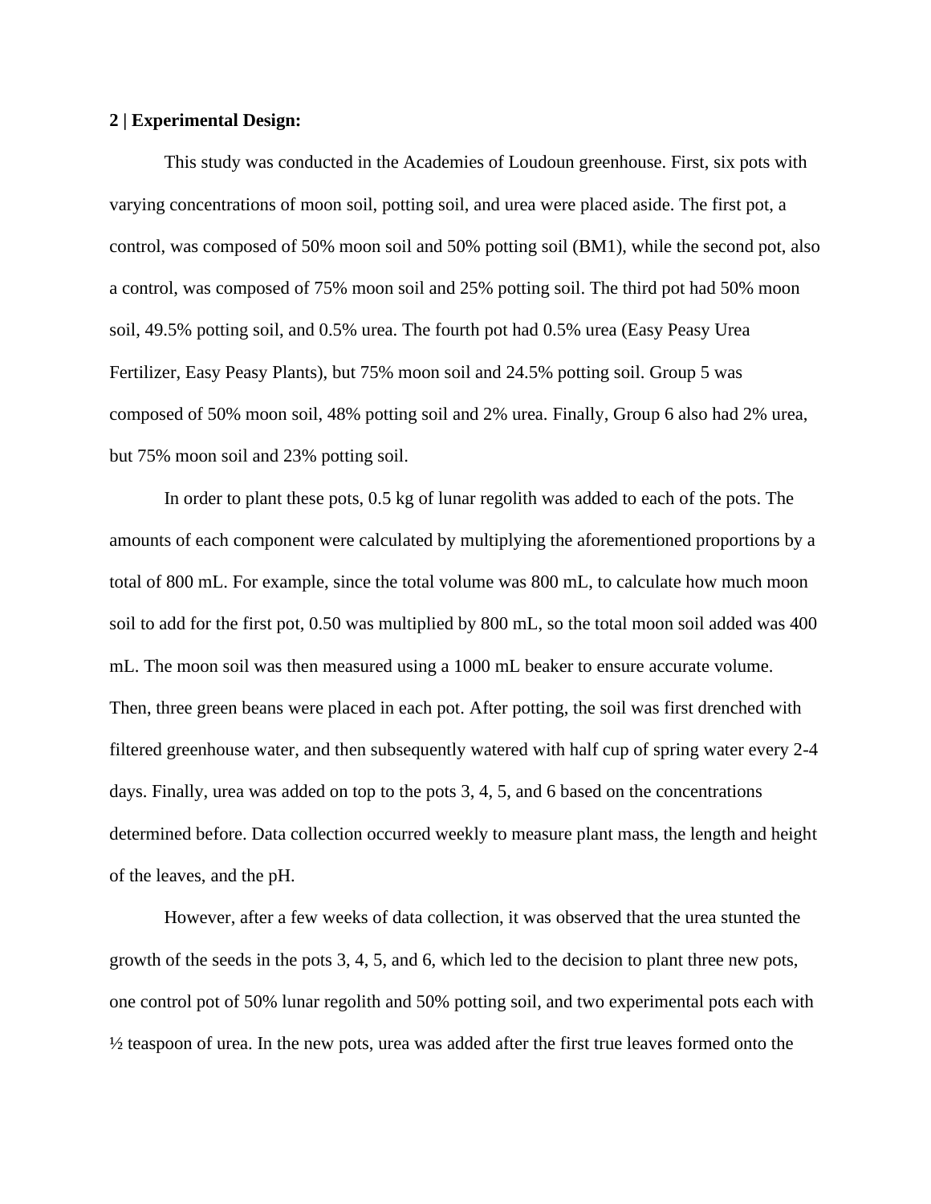**2 | Experimental Design:**

This study was conducted in the Academies of Loudoun greenhouse. First, six pots with varying concentrations of moon soil, potting soil, and urea were placed aside. The first pot, a control, was composed of 50% moon soil and 50% potting soil (BM1), while the second pot, also a control, was composed of 75% moon soil and 25% potting soil. The third pot had 50% moon soil, 49.5% potting soil, and 0.5% urea. The fourth pot had 0.5% urea (Easy Peasy Urea Fertilizer, Easy Peasy Plants), but 75% moon soil and 24.5% potting soil. Group 5 was composed of 50% moon soil, 48% potting soil and 2% urea. Finally, Group 6 also had 2% urea, but 75% moon soil and 23% potting soil.

In order to plant these pots, 0.5 kg of lunar regolith was added to each of the pots. The amounts of each component were calculated by multiplying the aforementioned proportions by a total of 800 mL. For example, since the total volume was 800 mL, to calculate how much moon soil to add for the first pot, 0.50 was multiplied by 800 mL, so the total moon soil added was 400 mL. The moon soil was then measured using a 1000 mL beaker to ensure accurate volume. Then, three green beans were placed in each pot. After potting, the soil was first drenched with filtered greenhouse water, and then subsequently watered with half cup of spring water every 2-4 days. Finally, urea was added on top to the pots 3, 4, 5, and 6 based on the concentrations determined before. Data collection occurred weekly to measure plant mass, the length and height of the leaves, and the pH.

However, after a few weeks of data collection, it was observed that the urea stunted the growth of the seeds in the pots 3, 4, 5, and 6, which led to the decision to plant three new pots, one control pot of 50% lunar regolith and 50% potting soil, and two experimental pots each with ½ teaspoon of urea. In the new pots, urea was added after the first true leaves formed onto the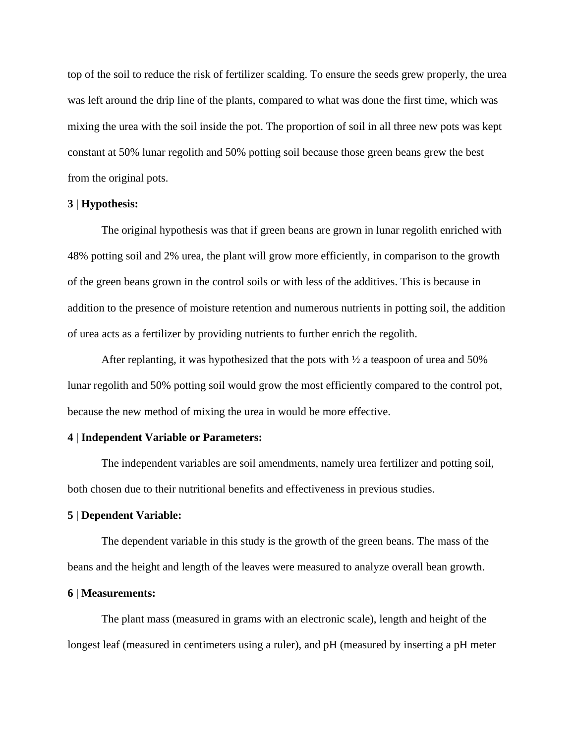top of the soil to reduce the risk of fertilizer scalding. To ensure the seeds grew properly, the urea was left around the drip line of the plants, compared to what was done the first time, which was mixing the urea with the soil inside the pot. The proportion of soil in all three new pots was kept constant at 50% lunar regolith and 50% potting soil because those green beans grew the best from the original pots.

**3 | Hypothesis:**

The original hypothesis was that if green beans are grown in lunar regolith enriched with 48% potting soil and 2% urea, the plant will grow more efficiently, in comparison to the growth of the green beans grown in the control soils or with less of the additives. This is because in addition to the presence of moisture retention and numerous nutrients in potting soil, the addition of urea acts as a fertilizer by providing nutrients to further enrich the regolith.

After replanting, it was hypothesized that the pots with ½ a teaspoon of urea and 50% lunar regolith and 50% potting soil would grow the most efficiently compared to the control pot, because the new method of mixing the urea in would be more effective.

**4 | Independent Variable or Parameters:**

The independent variables are soil amendments, namely urea fertilizer and potting soil, both chosen due to their nutritional benefits and effectiveness in previous studies.

**5 | Dependent Variable:**

The dependent variable in this study is the growth of the green beans. The mass of the beans and the height and length of the leaves were measured to analyze overall bean growth.

**6 | Measurements:**

The plant mass (measured in grams with an electronic scale), length and height of the longest leaf (measured in centimeters using a ruler), and pH (measured by inserting a pH meter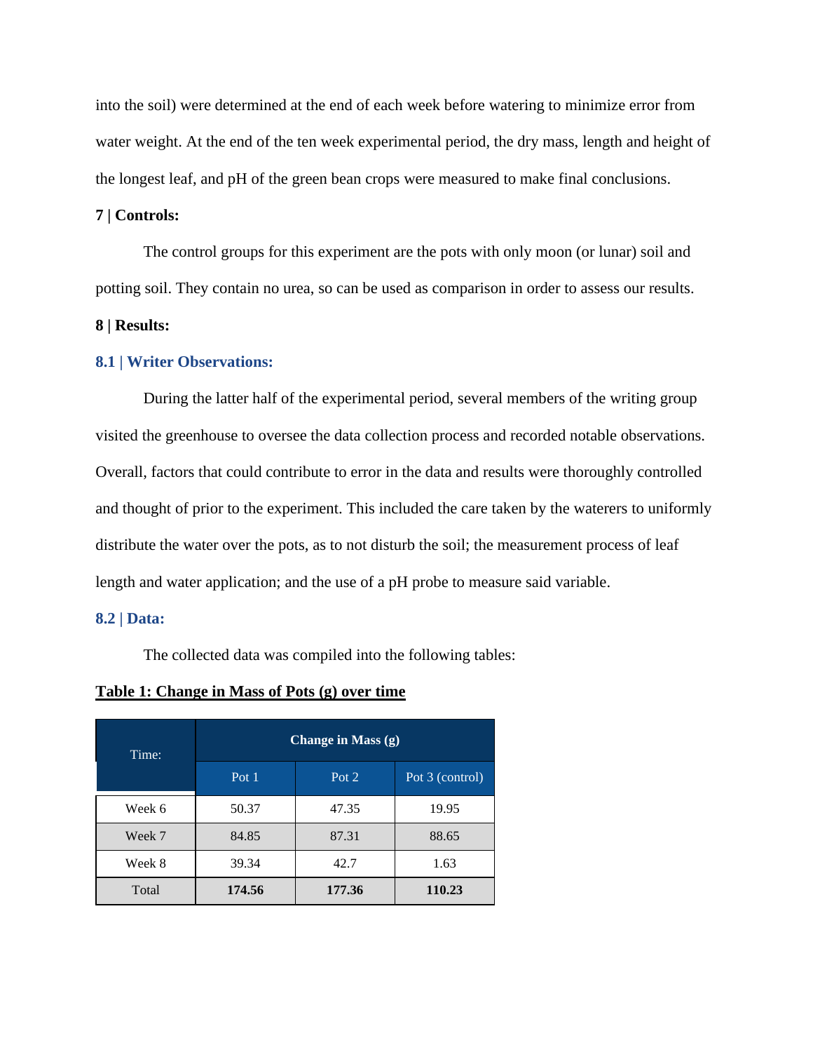into the soil) were determined at the end of each week before watering to minimize error from water weight. At the end of the ten week experimental period, the dry mass, length and height of the longest leaf, and pH of the green bean crops were measured to make final conclusions.

**7 | Controls:**

The control groups for this experiment are the pots with only moon (or lunar) soil and potting soil. They contain no urea, so can be used as comparison in order to assess our results.

**8 | Results:**

### 8.1 | Writer Observations:

During the latter half of the experimental period, several members of the writing group visited the greenhouse to oversee the data collection process and recorded notable observations. Overall, factors that could contribute to error in the data and results were thoroughly controlled and thought of prior to the experiment. This included the care taken by the waterers to uniformly distribute the water over the pots, as to not disturb the soil; the measurement process of leaf length and water application; and the use of a pH probe to measure said variable.

### 8.2 | Data:

The collected data was compiled into the following tables:

**Table 1: Change in Mass of Pots (g) over time**

| Time: | Change in Mass (g) | | |
|---|---|---|---|
| | Pot 1 | Pot 2 | Pot 3 (control) |
| Week 6 | 50.37 | 47.35 | 19.95 |
| Week 7 | 84.85 | 87.31 | 88.65 |
| Week 8 | 39.34 | 42.7 | 1.63 |
| Total | **174.56** | **177.36** | **110.23** |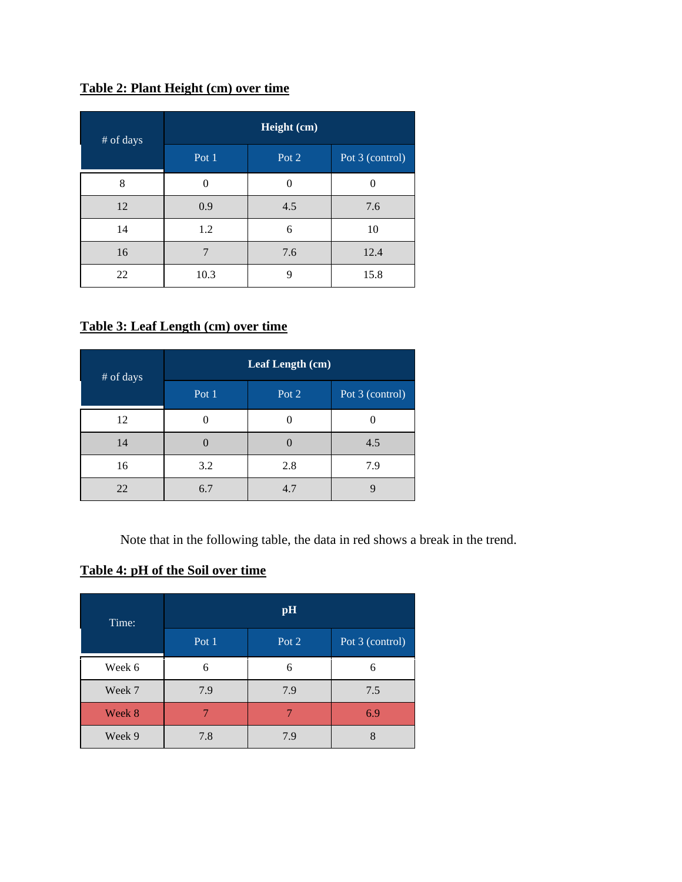**Table 2: Plant Height (cm) over time**

| # of days | Height (cm) | | |
|---|---|---|---|
| | Pot 1 | Pot 2 | Pot 3 (control) |
| 8 | 0 | 0 | 0 |
| 12 | 0.9 | 4.5 | 7.6 |
| 14 | 1.2 | 6 | 10 |
| 16 | 7 | 7.6 | 12.4 |
| 22 | 10.3 | 9 | 15.8 |

**Table 3: Leaf Length (cm) over time**

| # of days | Leaf Length (cm) | | |
|---|---|---|---|
| | Pot 1 | Pot 2 | Pot 3 (control) |
| 12 | 0 | 0 | 0 |
| 14 | 0 | 0 | 4.5 |
| 16 | 3.2 | 2.8 | 7.9 |
| 22 | 6.7 | 4.7 | 9 |

Note that in the following table, the data in red shows a break in the trend.

**Table 4: pH of the Soil over time**

| Time: | pH | | |
|---|---|---|---|
| | Pot 1 | Pot 2 | Pot 3 (control) |
| Week 6 | 6 | 6 | 6 |
| Week 7 | 7.9 | 7.9 | 7.5 |
| Week 8 | 7 | 7 | 6.9 |
| Week 9 | 7.8 | 7.9 | 8 |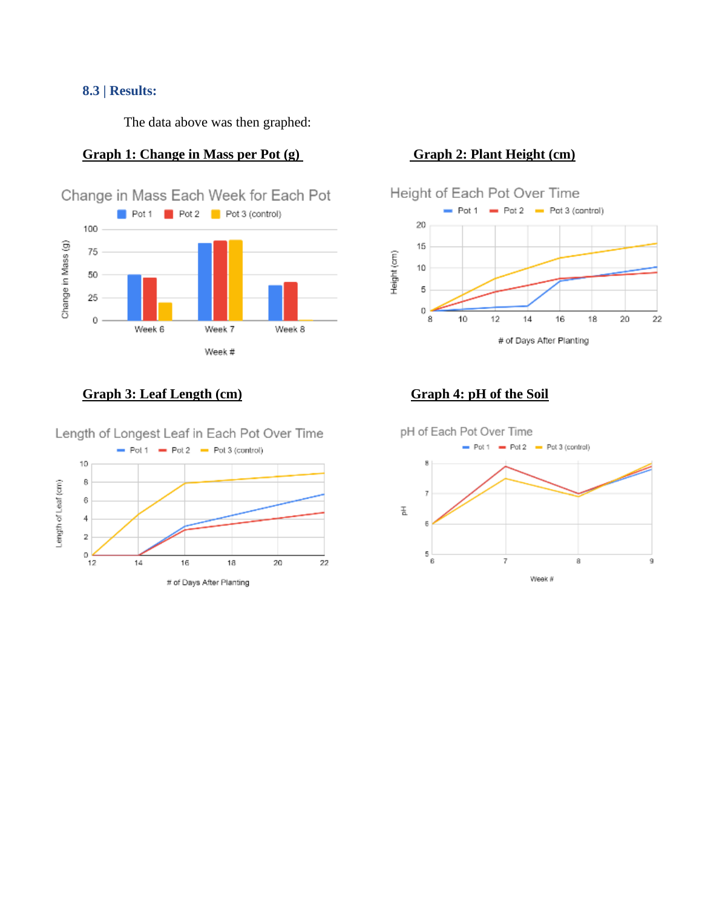### 8.3 | Results:

The data above was then graphed:

**Graph 1: Change in Mass per Pot (g)**

**Graph 2: Plant Height (cm)**

**Graph 3: Leaf Length (cm)**

**Graph 4: pH of the Soil**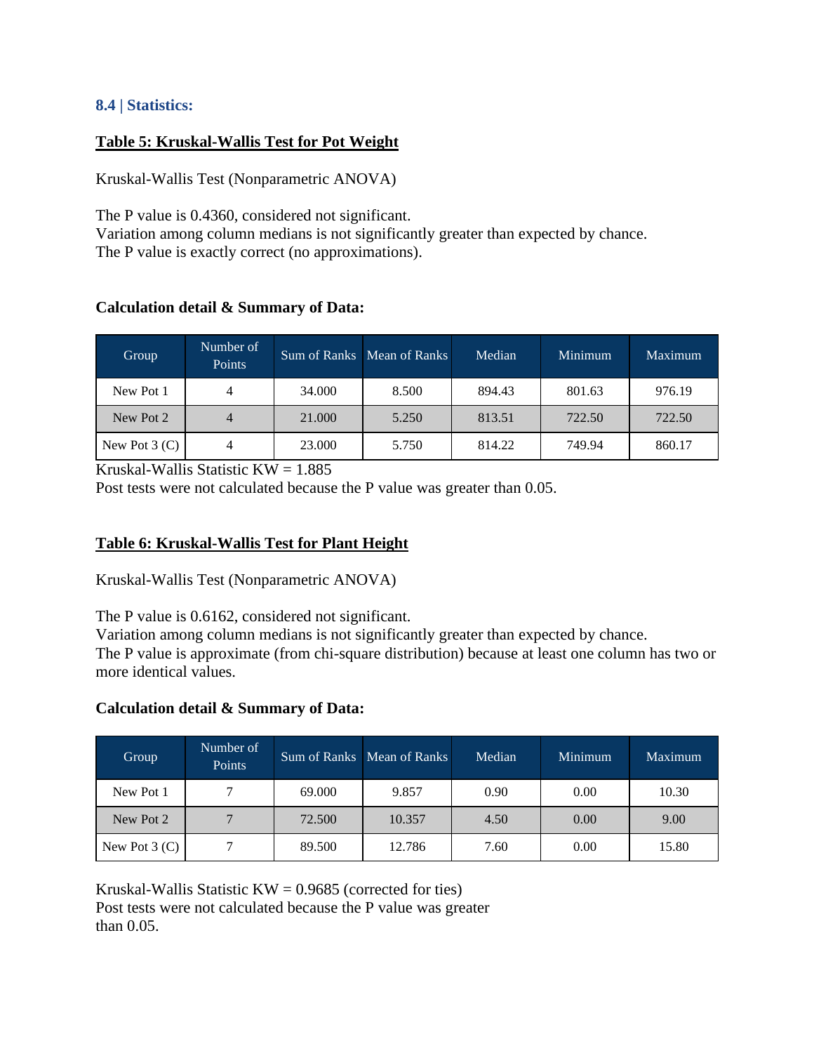### 8.4 | Statistics:

**Table 5: Kruskal-Wallis Test for Pot Weight**

Kruskal-Wallis Test (Nonparametric ANOVA)

The P value is 0.4360, considered not significant.
Variation among column medians is not significantly greater than expected by chance.
The P value is exactly correct (no approximations).

**Calculation detail & Summary of Data:**

| Group | Number of Points | Sum of Ranks | Mean of Ranks | Median | Minimum | Maximum |
|---|---|---|---|---|---|---|
| New Pot 1 | 4 | 34.000 | 8.500 | 894.43 | 801.63 | 976.19 |
| New Pot 2 | 4 | 21.000 | 5.250 | 813.51 | 722.50 | 722.50 |
| New Pot 3 (C) | 4 | 23.000 | 5.750 | 814.22 | 749.94 | 860.17 |

Kruskal-Wallis Statistic KW = 1.885
Post tests were not calculated because the P value was greater than 0.05.

**Table 6: Kruskal-Wallis Test for Plant Height**

Kruskal-Wallis Test (Nonparametric ANOVA)

The P value is 0.6162, considered not significant.
Variation among column medians is not significantly greater than expected by chance.
The P value is approximate (from chi-square distribution) because at least one column has two or more identical values.

**Calculation detail & Summary of Data:**

| Group | Number of Points | Sum of Ranks | Mean of Ranks | Median | Minimum | Maximum |
|---|---|---|---|---|---|---|
| New Pot 1 | 7 | 69.000 | 9.857 | 0.90 | 0.00 | 10.30 |
| New Pot 2 | 7 | 72.500 | 10.357 | 4.50 | 0.00 | 9.00 |
| New Pot 3 (C) | 7 | 89.500 | 12.786 | 7.60 | 0.00 | 15.80 |

Kruskal-Wallis Statistic KW = 0.9685 (corrected for ties)
Post tests were not calculated because the P value was greater than 0.05.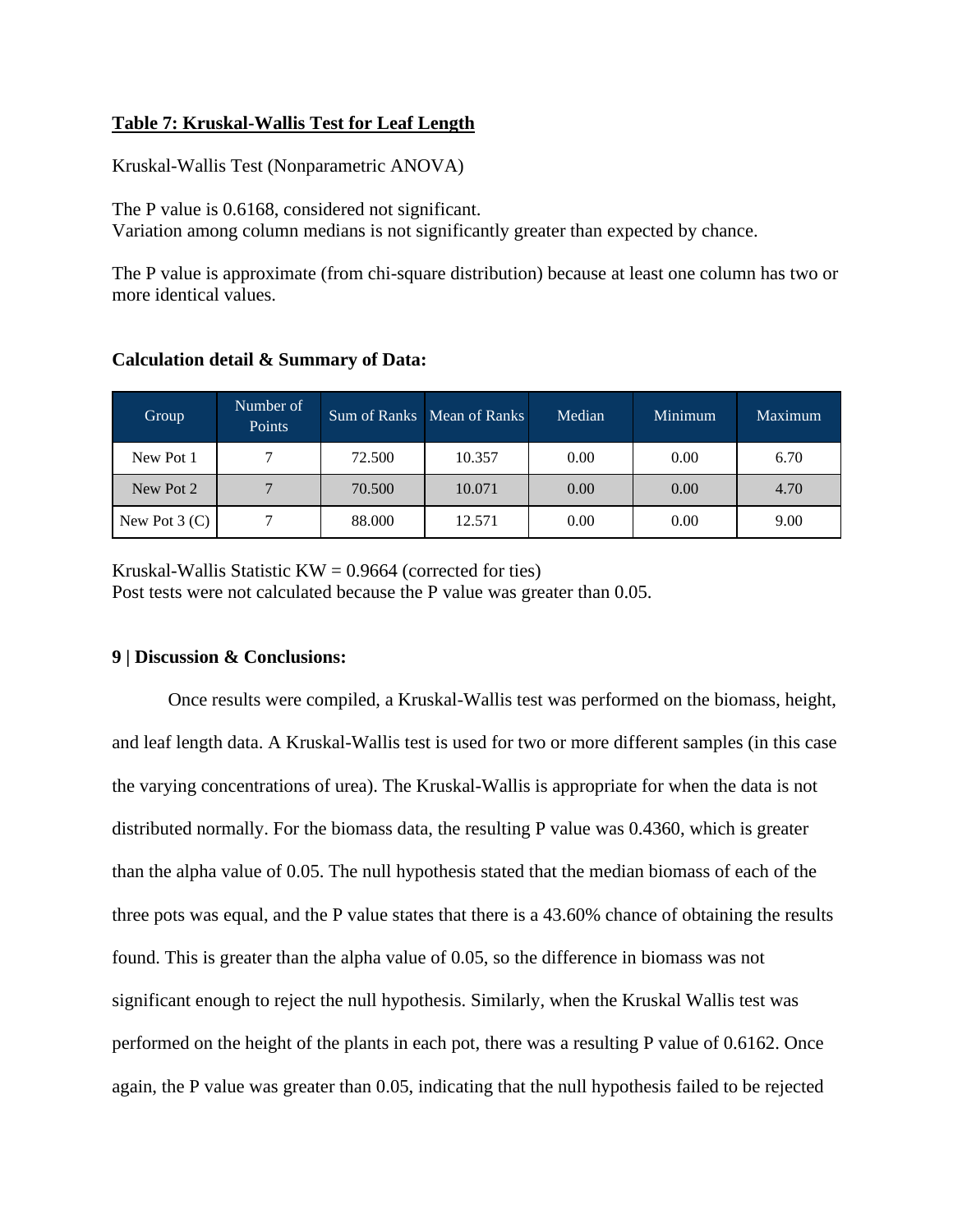**Table 7: Kruskal-Wallis Test for Leaf Length**

Kruskal-Wallis Test (Nonparametric ANOVA)

The P value is 0.6168, considered not significant.
Variation among column medians is not significantly greater than expected by chance.

The P value is approximate (from chi-square distribution) because at least one column has two or more identical values.

**Calculation detail & Summary of Data:**

| Group | Number of Points | Sum of Ranks | Mean of Ranks | Median | Minimum | Maximum |
| --- | --- | --- | --- | --- | --- | --- |
| New Pot 1 | 7 | 72.500 | 10.357 | 0.00 | 0.00 | 6.70 |
| New Pot 2 | 7 | 70.500 | 10.071 | 0.00 | 0.00 | 4.70 |
| New Pot 3 (C) | 7 | 88.000 | 12.571 | 0.00 | 0.00 | 9.00 |

Kruskal-Wallis Statistic KW = 0.9664 (corrected for ties)
Post tests were not calculated because the P value was greater than 0.05.

**9 | Discussion & Conclusions:**

Once results were compiled, a Kruskal-Wallis test was performed on the biomass, height, and leaf length data. A Kruskal-Wallis test is used for two or more different samples (in this case the varying concentrations of urea). The Kruskal-Wallis is appropriate for when the data is not distributed normally. For the biomass data, the resulting P value was 0.4360, which is greater than the alpha value of 0.05. The null hypothesis stated that the median biomass of each of the three pots was equal, and the P value states that there is a 43.60% chance of obtaining the results found. This is greater than the alpha value of 0.05, so the difference in biomass was not significant enough to reject the null hypothesis. Similarly, when the Kruskal Wallis test was performed on the height of the plants in each pot, there was a resulting P value of 0.6162. Once again, the P value was greater than 0.05, indicating that the null hypothesis failed to be rejected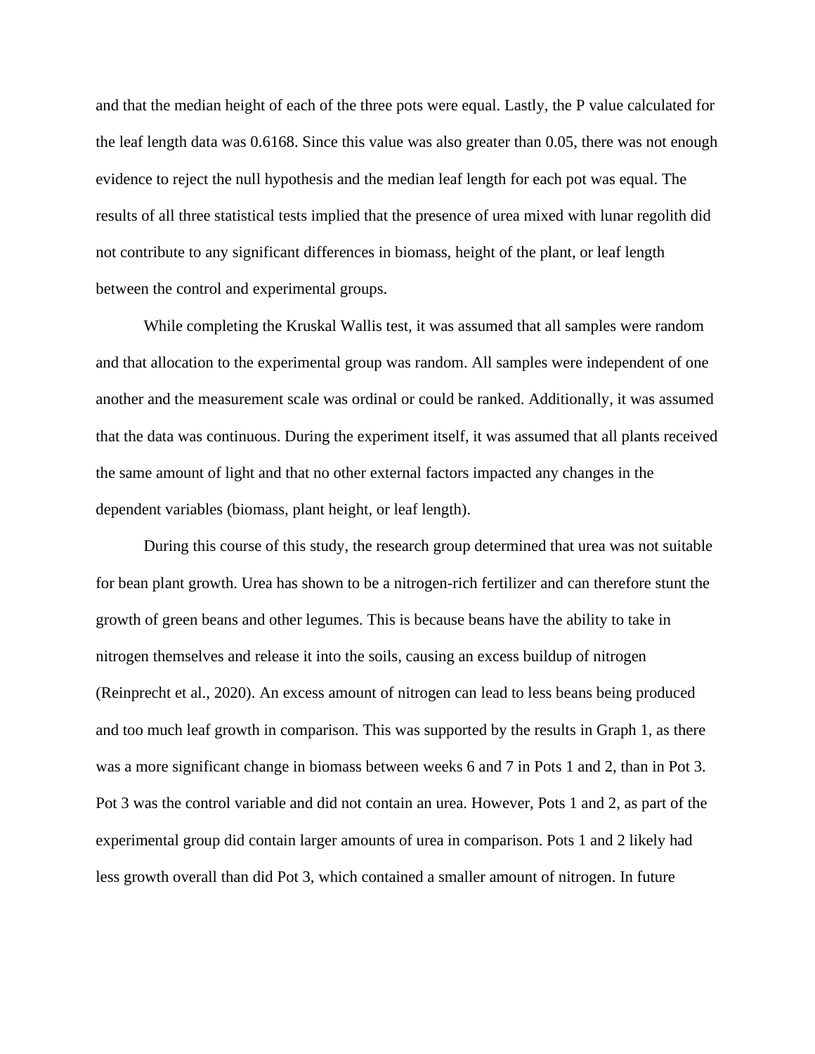and that the median height of each of the three pots were equal. Lastly, the P value calculated for the leaf length data was 0.6168. Since this value was also greater than 0.05, there was not enough evidence to reject the null hypothesis and the median leaf length for each pot was equal. The results of all three statistical tests implied that the presence of urea mixed with lunar regolith did not contribute to any significant differences in biomass, height of the plant, or leaf length between the control and experimental groups.

While completing the Kruskal Wallis test, it was assumed that all samples were random and that allocation to the experimental group was random. All samples were independent of one another and the measurement scale was ordinal or could be ranked. Additionally, it was assumed that the data was continuous. During the experiment itself, it was assumed that all plants received the same amount of light and that no other external factors impacted any changes in the dependent variables (biomass, plant height, or leaf length).

During this course of this study, the research group determined that urea was not suitable for bean plant growth. Urea has shown to be a nitrogen-rich fertilizer and can therefore stunt the growth of green beans and other legumes. This is because beans have the ability to take in nitrogen themselves and release it into the soils, causing an excess buildup of nitrogen (Reinprecht et al., 2020). An excess amount of nitrogen can lead to less beans being produced and too much leaf growth in comparison. This was supported by the results in Graph 1, as there was a more significant change in biomass between weeks 6 and 7 in Pots 1 and 2, than in Pot 3. Pot 3 was the control variable and did not contain an urea. However, Pots 1 and 2, as part of the experimental group did contain larger amounts of urea in comparison. Pots 1 and 2 likely had less growth overall than did Pot 3, which contained a smaller amount of nitrogen. In future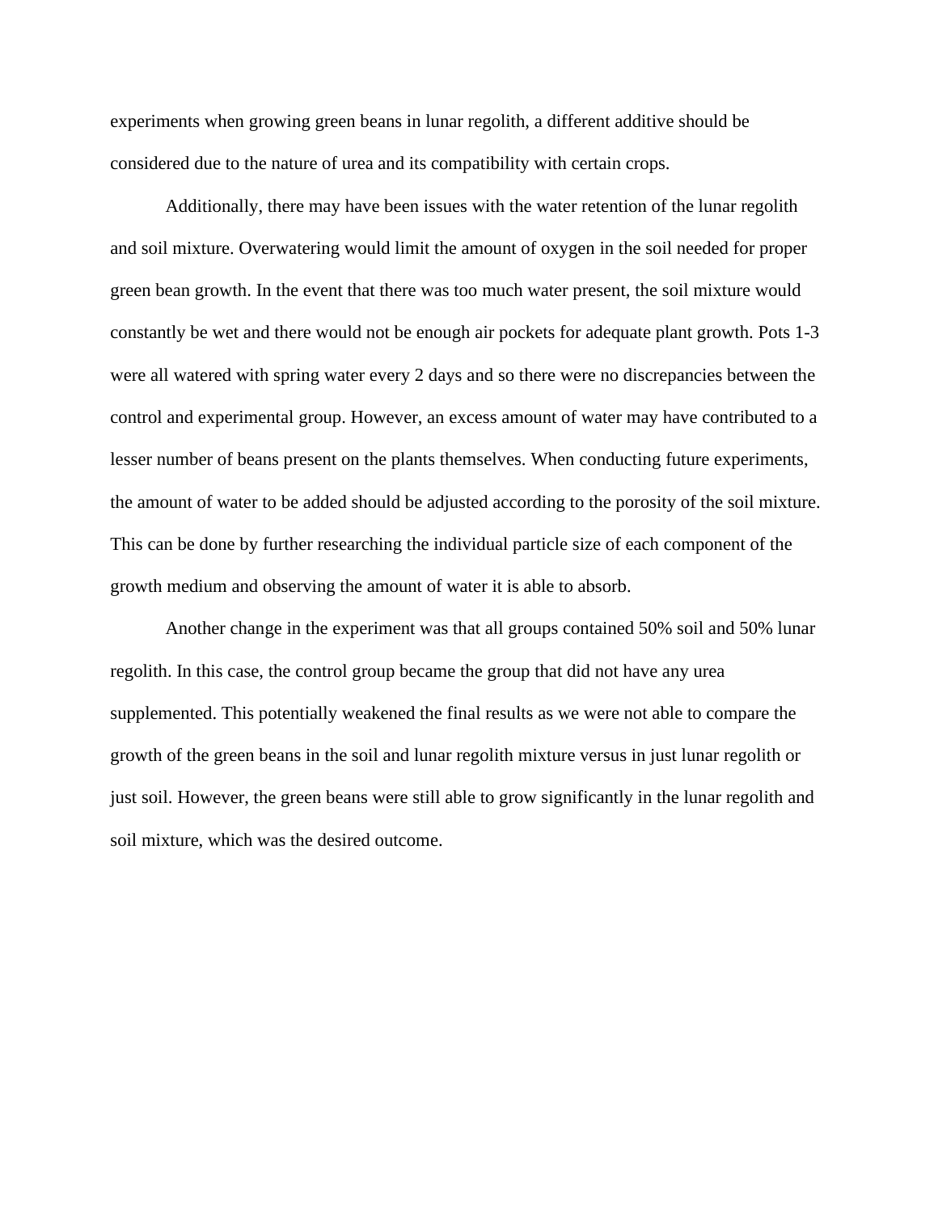experiments when growing green beans in lunar regolith, a different additive should be considered due to the nature of urea and its compatibility with certain crops.

Additionally, there may have been issues with the water retention of the lunar regolith and soil mixture. Overwatering would limit the amount of oxygen in the soil needed for proper green bean growth. In the event that there was too much water present, the soil mixture would constantly be wet and there would not be enough air pockets for adequate plant growth. Pots 1-3 were all watered with spring water every 2 days and so there were no discrepancies between the control and experimental group. However, an excess amount of water may have contributed to a lesser number of beans present on the plants themselves. When conducting future experiments, the amount of water to be added should be adjusted according to the porosity of the soil mixture. This can be done by further researching the individual particle size of each component of the growth medium and observing the amount of water it is able to absorb.

Another change in the experiment was that all groups contained 50% soil and 50% lunar regolith. In this case, the control group became the group that did not have any urea supplemented. This potentially weakened the final results as we were not able to compare the growth of the green beans in the soil and lunar regolith mixture versus in just lunar regolith or just soil. However, the green beans were still able to grow significantly in the lunar regolith and soil mixture, which was the desired outcome.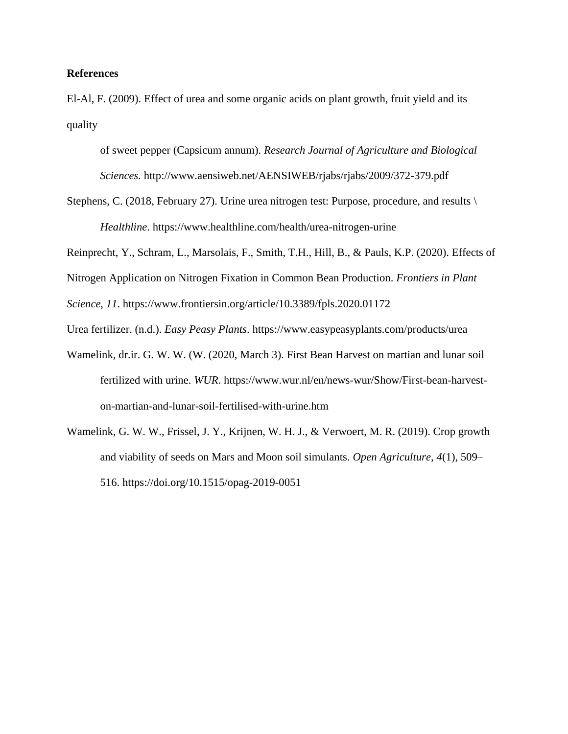**References**

El-Al, F. (2009). Effect of urea and some organic acids on plant growth, fruit yield and its quality

of sweet pepper (Capsicum annum). *Research Journal of Agriculture and Biological Sciences.* http://www.aensiweb.net/AENSIWEB/rjabs/rjabs/2009/372-379.pdf

Stephens, C. (2018, February 27). Urine urea nitrogen test: Purpose, procedure, and results \ *Healthline*. https://www.healthline.com/health/urea-nitrogen-urine

Reinprecht, Y., Schram, L., Marsolais, F., Smith, T.H., Hill, B., & Pauls, K.P. (2020). Effects of Nitrogen Application on Nitrogen Fixation in Common Bean Production. *Frontiers in Plant Science*, *11*. https://www.frontiersin.org/article/10.3389/fpls.2020.01172

Urea fertilizer. (n.d.). *Easy Peasy Plants*. https://www.easypeasyplants.com/products/urea

Wamelink, dr.ir. G. W. W. (W. (2020, March 3). First Bean Harvest on martian and lunar soil fertilized with urine. *WUR*. https://www.wur.nl/en/news-wur/Show/First-bean-harvest-on-martian-and-lunar-soil-fertilised-with-urine.htm

Wamelink, G. W. W., Frissel, J. Y., Krijnen, W. H. J., & Verwoert, M. R. (2019). Crop growth and viability of seeds on Mars and Moon soil simulants. *Open Agriculture*, *4*(1), 509–516. https://doi.org/10.1515/opag-2019-0051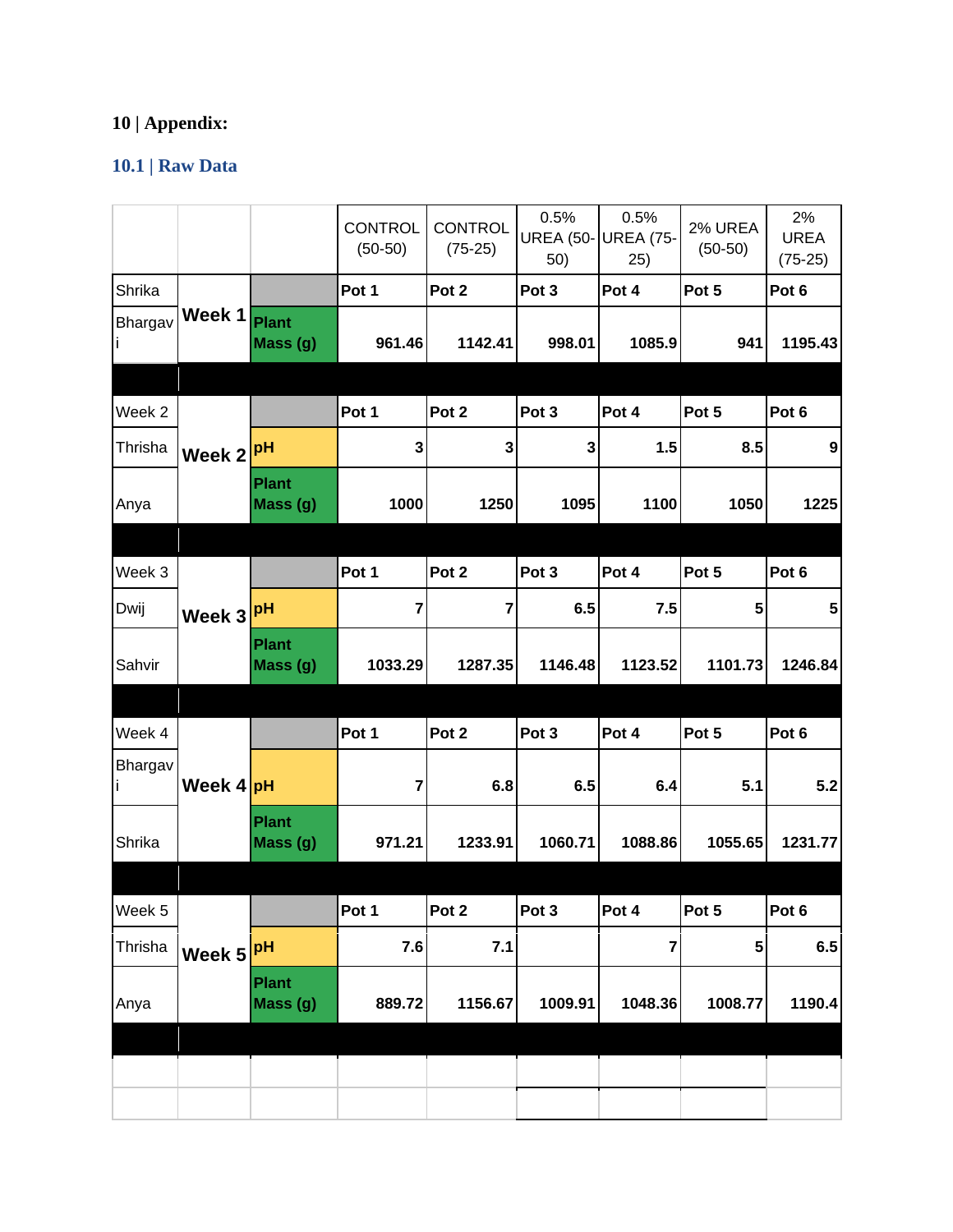# 10 | Appendix:

## 10.1 | Raw Data

| | | | CONTROL (50-50) | CONTROL (75-25) | 0.5% UREA (50-50) | 0.5% UREA (75-25) | 2% UREA (50-50) | 2% UREA (75-25) |
|---|---|---|---|---|---|---|---|---|
| Shrika | Week 1 | | Pot 1 | Pot 2 | Pot 3 | Pot 4 | Pot 5 | Pot 6 |
| Bhargavi | | Plant Mass (g) | 961.46 | 1142.41 | 998.01 | 1085.9 | 941 | 1195.43 |
| | | | | | | | | |
| Week 2 | Week 2 | | Pot 1 | Pot 2 | Pot 3 | Pot 4 | Pot 5 | Pot 6 |
| Thrisha | | pH | 3 | 3 | 3 | 1.5 | 8.5 | 9 |
| Anya | | Plant Mass (g) | 1000 | 1250 | 1095 | 1100 | 1050 | 1225 |
| | | | | | | | | |
| Week 3 | Week 3 | | Pot 1 | Pot 2 | Pot 3 | Pot 4 | Pot 5 | Pot 6 |
| Dwij | | pH | 7 | 7 | 6.5 | 7.5 | 5 | 5 |
| Sahvir | | Plant Mass (g) | 1033.29 | 1287.35 | 1146.48 | 1123.52 | 1101.73 | 1246.84 |
| | | | | | | | | |
| Week 4 | Week 4 | | Pot 1 | Pot 2 | Pot 3 | Pot 4 | Pot 5 | Pot 6 |
| Bhargavi | | pH | 7 | 6.8 | 6.5 | 6.4 | 5.1 | 5.2 |
| Shrika | | Plant Mass (g) | 971.21 | 1233.91 | 1060.71 | 1088.86 | 1055.65 | 1231.77 |
| | | | | | | | | |
| Week 5 | Week 5 | | Pot 1 | Pot 2 | Pot 3 | Pot 4 | Pot 5 | Pot 6 |
| Thrisha | | pH | 7.6 | 7.1 | | 7 | 5 | 6.5 |
| Anya | | Plant Mass (g) | 889.72 | 1156.67 | 1009.91 | 1048.36 | 1008.77 | 1190.4 |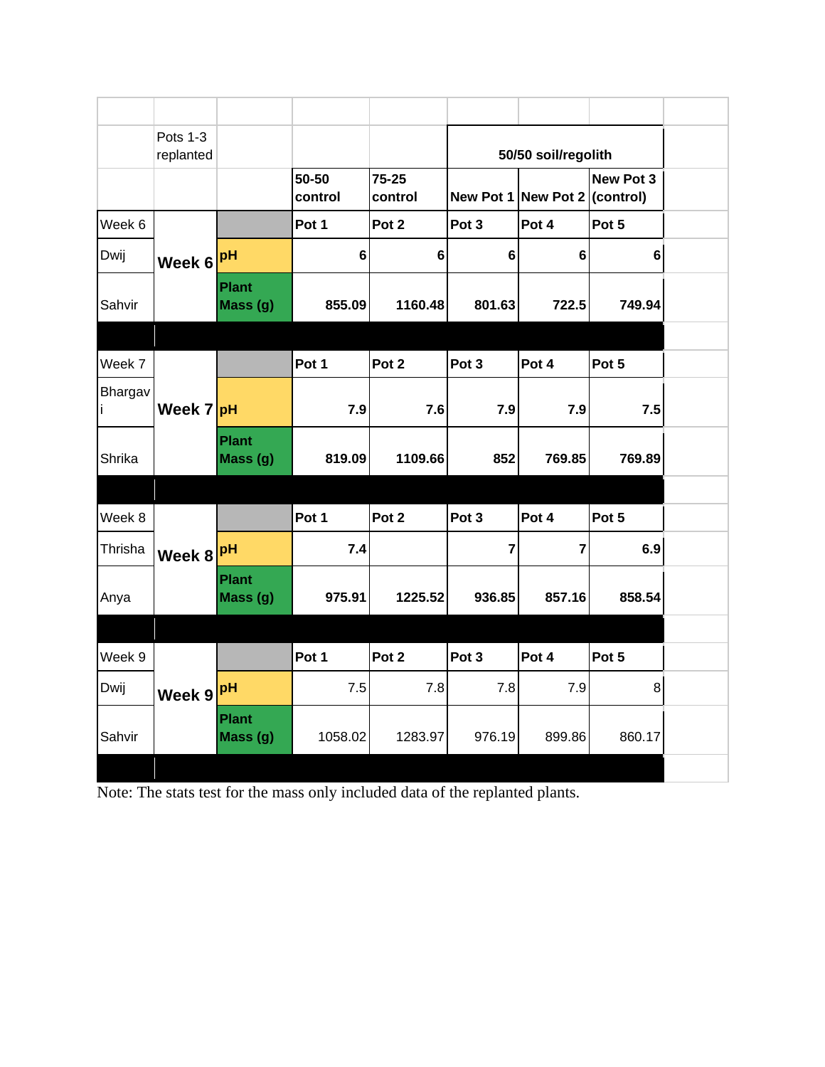| | Pots 1-3 replanted | | | | 50/50 soil/regolith | | |
|---|---|---|---|---|---|---|---|
| | | | 50-50 control | 75-25 control | New Pot 1 | New Pot 2 | New Pot 3 (control) |
| Week 6 | Week 6 | | Pot 1 | Pot 2 | Pot 3 | Pot 4 | Pot 5 |
| Dwij | | pH | 6 | 6 | 6 | 6 | 6 |
| Sahvir | | Plant Mass (g) | 855.09 | 1160.48 | 801.63 | 722.5 | 749.94 |
| Week 7 | Week 7 | | Pot 1 | Pot 2 | Pot 3 | Pot 4 | Pot 5 |
| Bhargavi | | pH | 7.9 | 7.6 | 7.9 | 7.9 | 7.5 |
| Shrika | | Plant Mass (g) | 819.09 | 1109.66 | 852 | 769.85 | 769.89 |
| Week 8 | Week 8 | | Pot 1 | Pot 2 | Pot 3 | Pot 4 | Pot 5 |
| Thrisha | | pH | 7.4 | | 7 | 7 | 6.9 |
| Anya | | Plant Mass (g) | 975.91 | 1225.52 | 936.85 | 857.16 | 858.54 |
| Week 9 | Week 9 | | Pot 1 | Pot 2 | Pot 3 | Pot 4 | Pot 5 |
| Dwij | | pH | 7.5 | 7.8 | 7.8 | 7.9 | 8 |
| Sahvir | | Plant Mass (g) | 1058.02 | 1283.97 | 976.19 | 899.86 | 860.17 |

Note: The stats test for the mass only included data of the replanted plants.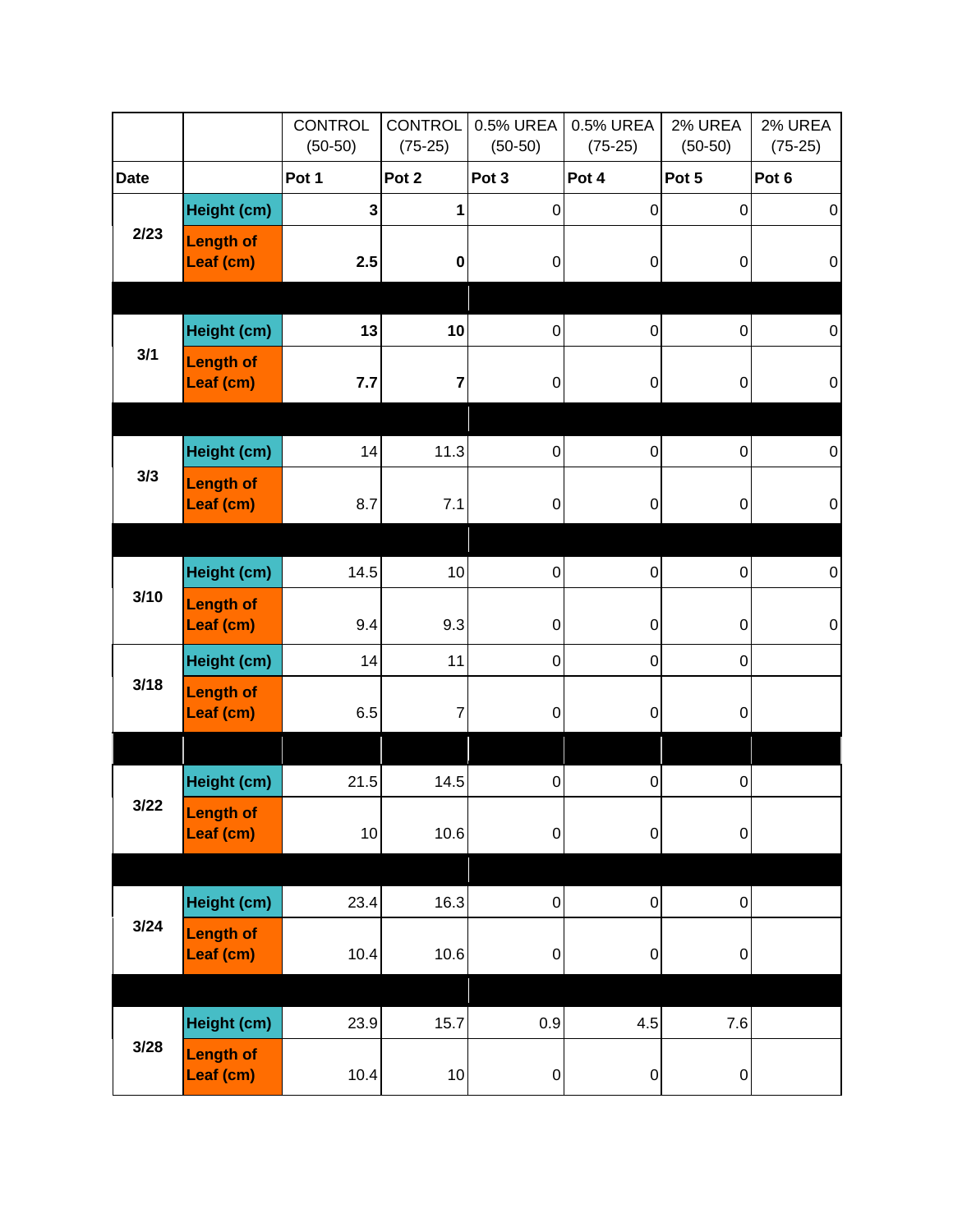| | | CONTROL (50-50) | CONTROL (75-25) | 0.5% UREA (50-50) | 0.5% UREA (75-25) | 2% UREA (50-50) | 2% UREA (75-25) |
|---|---|---|---|---|---|---|---|
| **Date** | | **Pot 1** | **Pot 2** | **Pot 3** | **Pot 4** | **Pot 5** | **Pot 6** |
| **2/23** | **Height (cm)** | **3** | **1** | 0 | 0 | 0 | 0 |
| | **Length of Leaf (cm)** | **2.5** | **0** | 0 | 0 | 0 | 0 |
| **3/1** | **Height (cm)** | **13** | **10** | 0 | 0 | 0 | 0 |
| | **Length of Leaf (cm)** | **7.7** | **7** | 0 | 0 | 0 | 0 |
| **3/3** | **Height (cm)** | 14 | 11.3 | 0 | 0 | 0 | 0 |
| | **Length of Leaf (cm)** | 8.7 | 7.1 | 0 | 0 | 0 | 0 |
| **3/10** | **Height (cm)** | 14.5 | 10 | 0 | 0 | 0 | 0 |
| | **Length of Leaf (cm)** | 9.4 | 9.3 | 0 | 0 | 0 | 0 |
| **3/18** | **Height (cm)** | 14 | 11 | 0 | 0 | 0 | |
| | **Length of Leaf (cm)** | 6.5 | 7 | 0 | 0 | 0 | |
| **3/22** | **Height (cm)** | 21.5 | 14.5 | 0 | 0 | 0 | |
| | **Length of Leaf (cm)** | 10 | 10.6 | 0 | 0 | 0 | |
| **3/24** | **Height (cm)** | 23.4 | 16.3 | 0 | 0 | 0 | |
| | **Length of Leaf (cm)** | 10.4 | 10.6 | 0 | 0 | 0 | |
| **3/28** | **Height (cm)** | 23.9 | 15.7 | 0.9 | 4.5 | 7.6 | |
| | **Length of Leaf (cm)** | 10.4 | 10 | 0 | 0 | 0 | |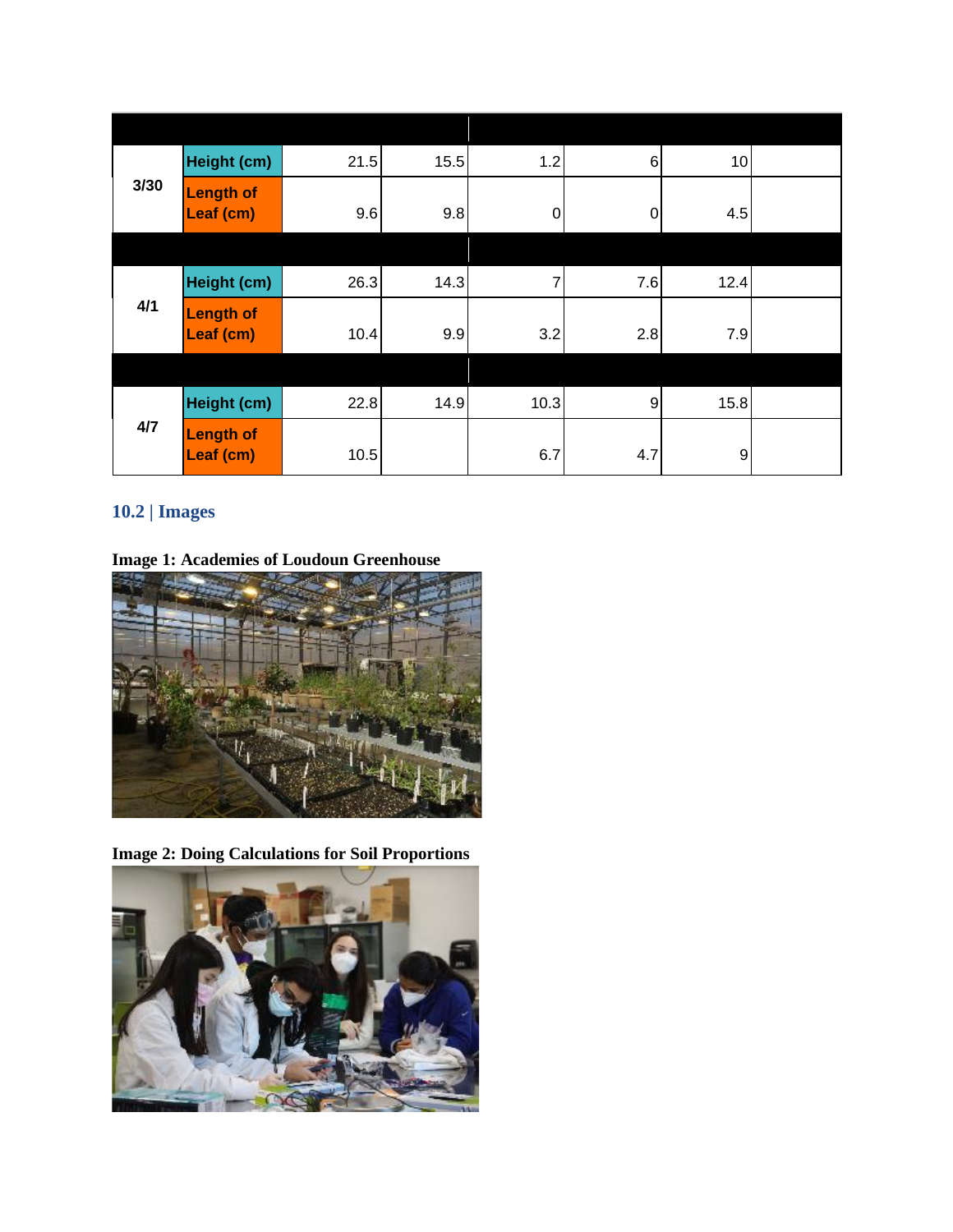| | | | | | | | |
|---|---|---|---|---|---|---|---|
| 3/30 | Height (cm) | 21.5 | 15.5 | 1.2 | 6 | 10 | |
| | Length of Leaf (cm) | 9.6 | 9.8 | 0 | 0 | 4.5 | |
| | | | | | | | |
| 4/1 | Height (cm) | 26.3 | 14.3 | 7 | 7.6 | 12.4 | |
| | Length of Leaf (cm) | 10.4 | 9.9 | 3.2 | 2.8 | 7.9 | |
| | | | | | | | |
| 4/7 | Height (cm) | 22.8 | 14.9 | 10.3 | 9 | 15.8 | |
| | Length of Leaf (cm) | 10.5 | | 6.7 | 4.7 | 9 | |

## 10.2 | Images

**Image 1: Academies of Loudoun Greenhouse**

**Image 2: Doing Calculations for Soil Proportions**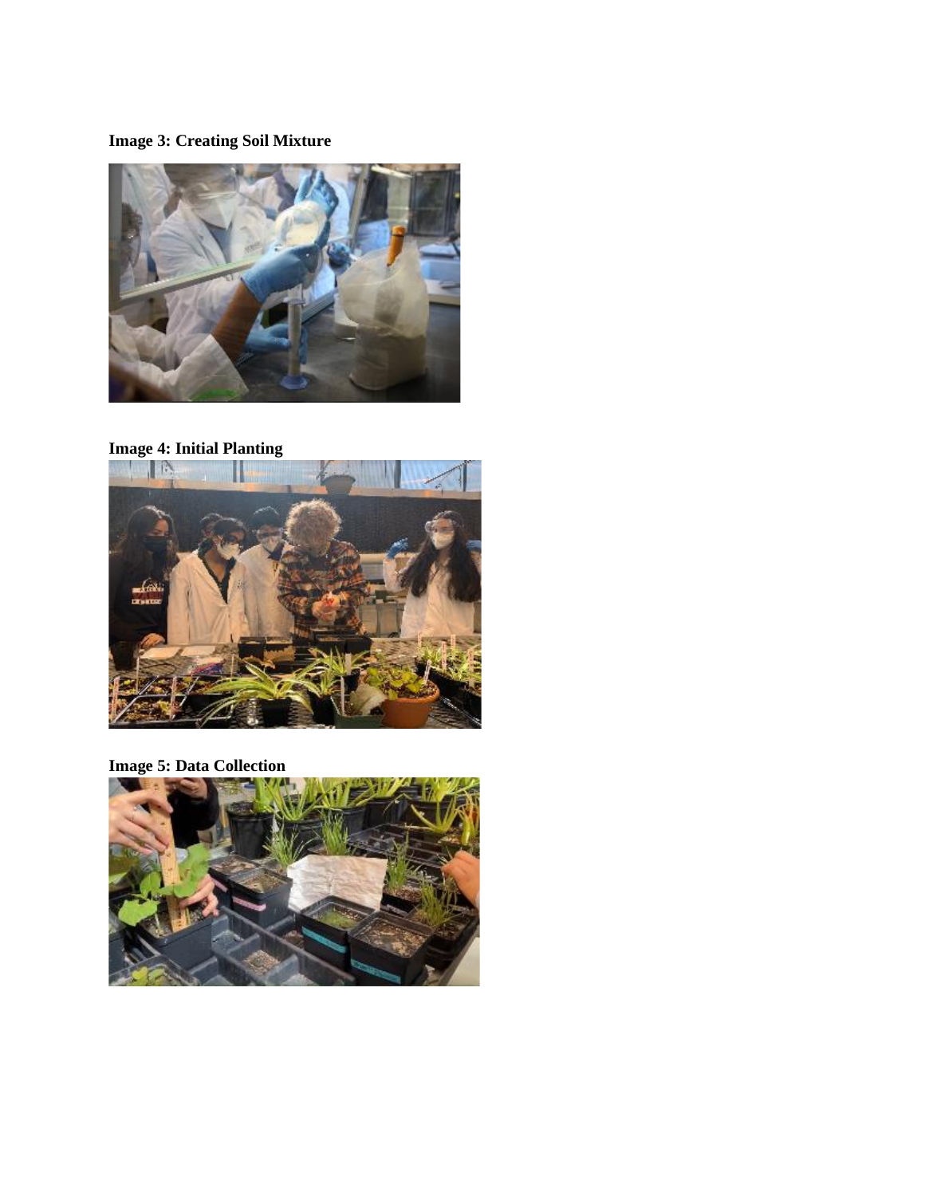**Image 3: Creating Soil Mixture**

**Image 4: Initial Planting**

**Image 5: Data Collection**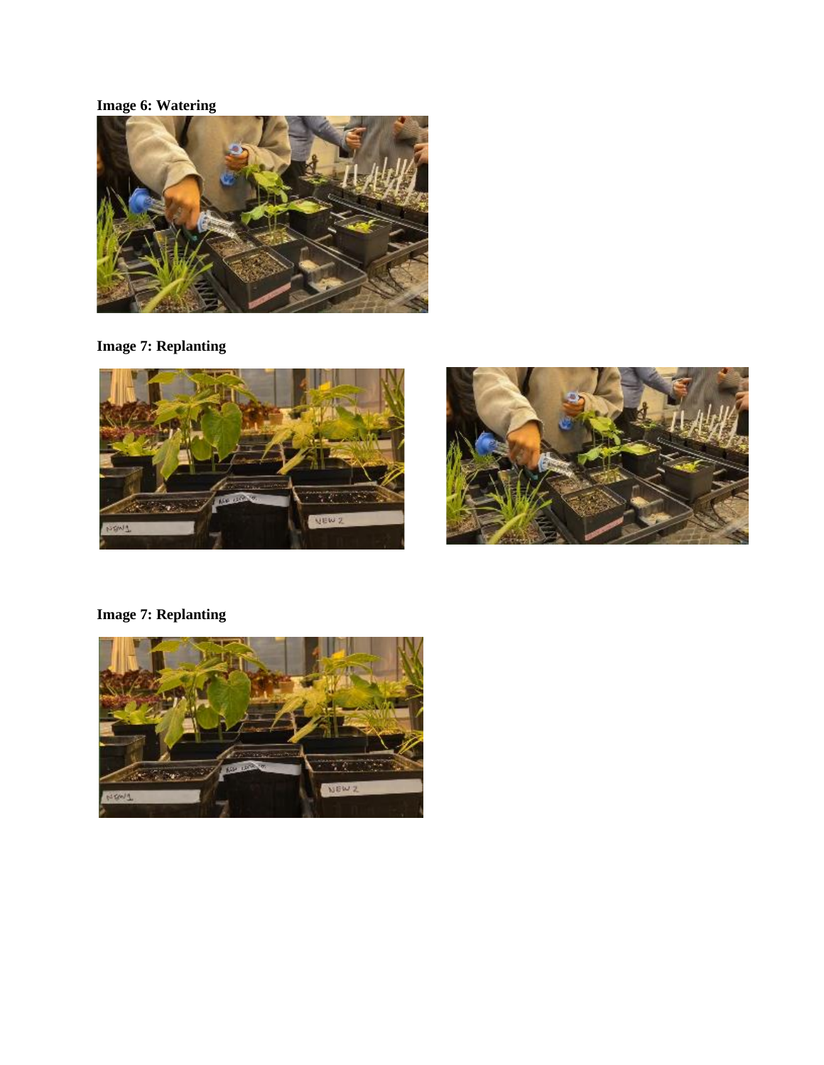**Image 6: Watering**

**Image 7: Replanting**

**Image 7: Replanting**